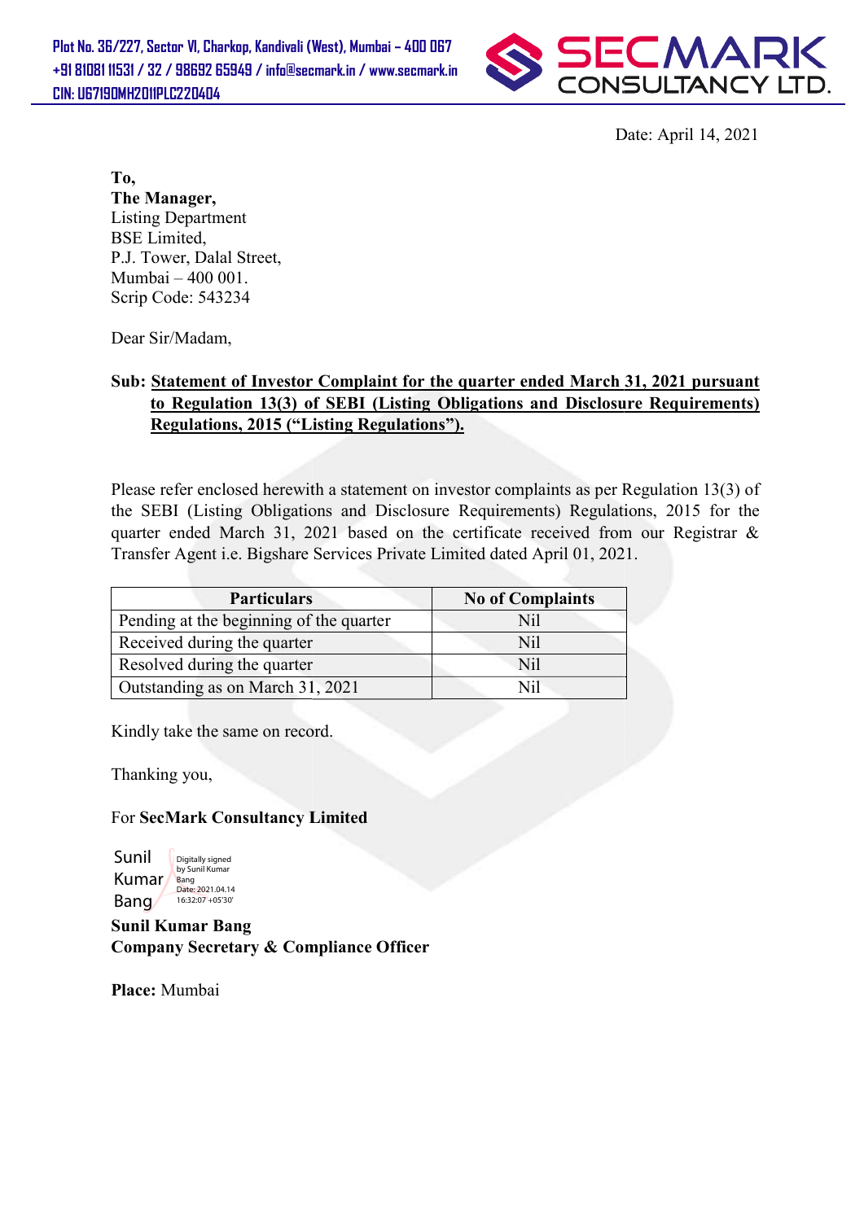Plot No. 36/227, Sector VI, Charkop, Kandivali (West), Mumbai – 400 067
+91 81081 11531 / 32 / 98692 65949 / info@secmark.in / www.secmark.in
CIN: U67190MH2011PLC220404

SECMARK CONSULTANCY LTD.

Date: April 14, 2021

**To,**
**The Manager,**
Listing Department
BSE Limited,
P.J. Tower, Dalal Street,
Mumbai – 400 001.
Scrip Code: 543234

Dear Sir/Madam,

**Sub: Statement of Investor Complaint for the quarter ended March 31, 2021 pursuant to Regulation 13(3) of SEBI (Listing Obligations and Disclosure Requirements) Regulations, 2015 ("Listing Regulations").**

Please refer enclosed herewith a statement on investor complaints as per Regulation 13(3) of the SEBI (Listing Obligations and Disclosure Requirements) Regulations, 2015 for the quarter ended March 31, 2021 based on the certificate received from our Registrar & Transfer Agent i.e. Bigshare Services Private Limited dated April 01, 2021.

| Particulars | No of Complaints |
|---|---|
| Pending at the beginning of the quarter | Nil |
| Received during the quarter | Nil |
| Resolved during the quarter | Nil |
| Outstanding as on March 31, 2021 | Nil |

Kindly take the same on record.

Thanking you,

For **SecMark Consultancy Limited**

Sunil Kumar Bang
Digitally signed by Sunil Kumar Bang
Date: 2021.04.14 16:32:07 +05'30'

**Sunil Kumar Bang**
**Company Secretary & Compliance Officer**

**Place:** Mumbai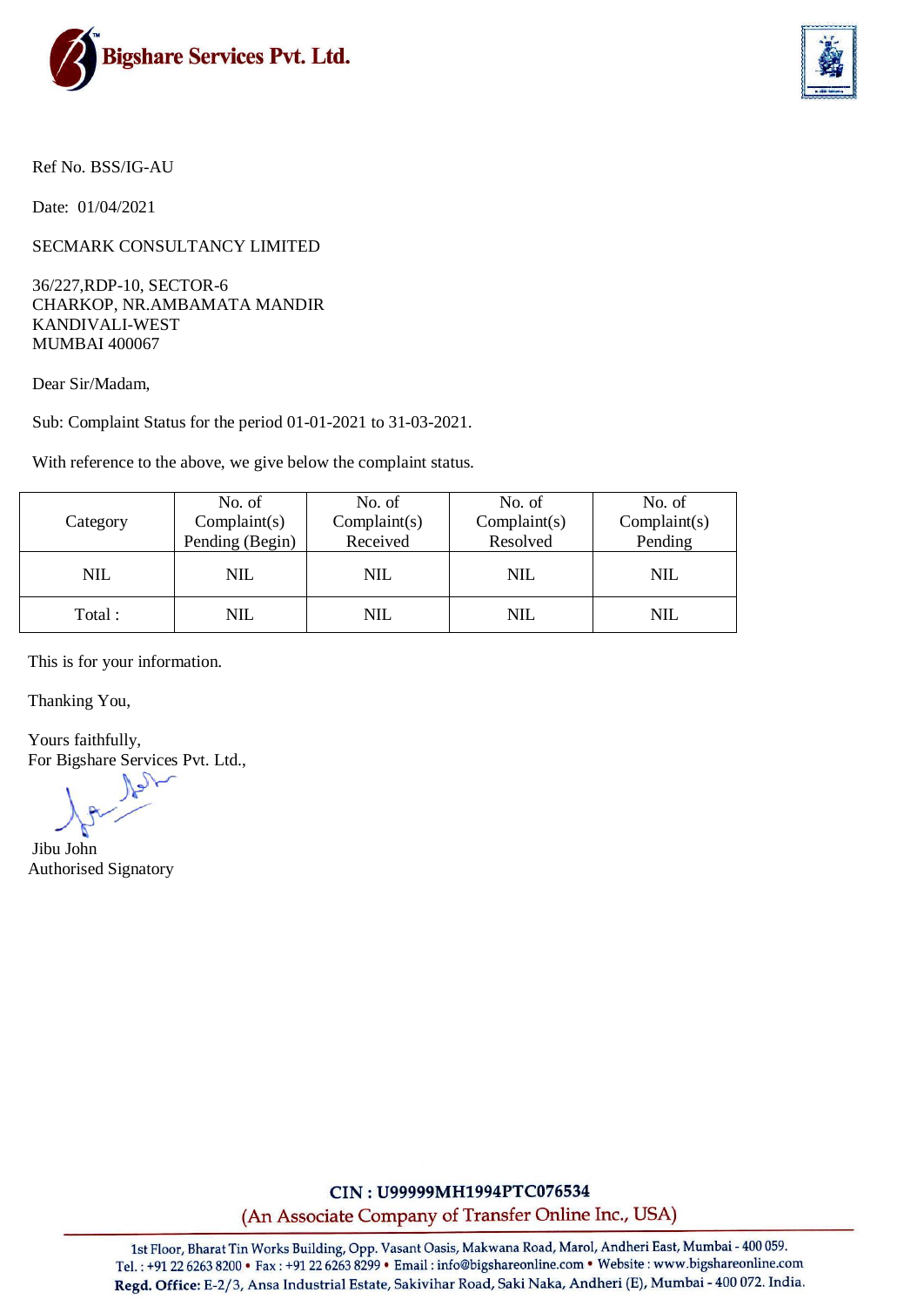**Bigshare Services Pvt. Ltd.**

Ref No. BSS/IG-AU

Date: 01/04/2021

SECMARK CONSULTANCY LIMITED

36/227,RDP-10, SECTOR-6
CHARKOP, NR.AMBAMATA MANDIR
KANDIVALI-WEST
MUMBAI 400067

Dear Sir/Madam,

Sub: Complaint Status for the period 01-01-2021 to 31-03-2021.

With reference to the above, we give below the complaint status.

| Category | No. of Complaint(s) Pending (Begin) | No. of Complaint(s) Received | No. of Complaint(s) Resolved | No. of Complaint(s) Pending |
|---|---|---|---|---|
| NIL | NIL | NIL | NIL | NIL |
| Total : | NIL | NIL | NIL | NIL |

This is for your information.

Thanking You,

Yours faithfully,
For Bigshare Services Pvt. Ltd.,

Jibu John
Authorised Signatory

**CIN : U99999MH1994PTC076534**
(An Associate Company of Transfer Online Inc., USA)

1st Floor, Bharat Tin Works Building, Opp. Vasant Oasis, Makwana Road, Marol, Andheri East, Mumbai - 400 059.
Tel. : +91 22 6263 8200 • Fax : +91 22 6263 8299 • Email : info@bigshareonline.com • Website : www.bigshareonline.com
**Regd. Office:** E-2/3, Ansa Industrial Estate, Sakivihar Road, Saki Naka, Andheri (E), Mumbai - 400 072. India.